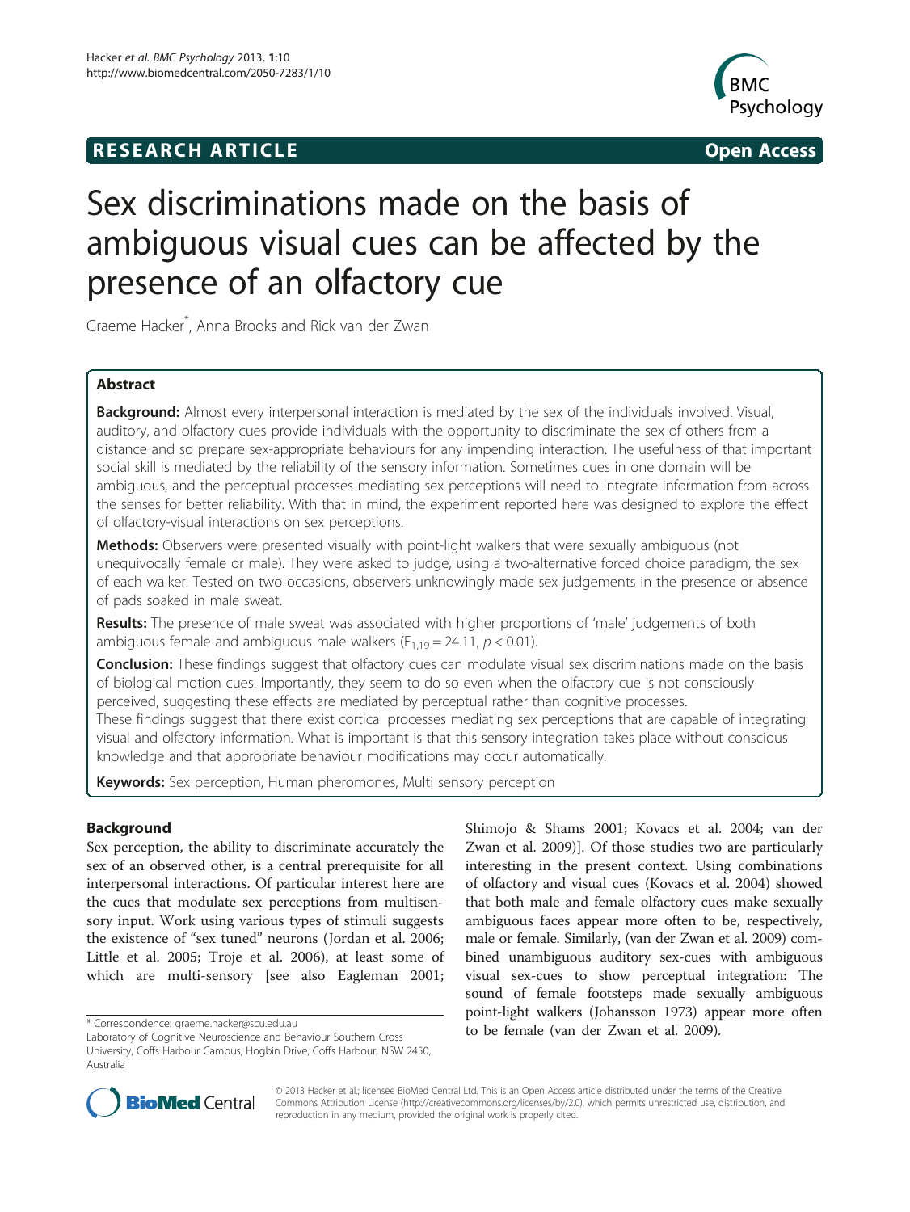**RESEARCH ARTICLE** **Open Access**

# Sex discriminations made on the basis of ambiguous visual cues can be affected by the presence of an olfactory cue

Graeme Hacker*, Anna Brooks and Rick van der Zwan

## Abstract

**Background:** Almost every interpersonal interaction is mediated by the sex of the individuals involved. Visual, auditory, and olfactory cues provide individuals with the opportunity to discriminate the sex of others from a distance and so prepare sex-appropriate behaviours for any impending interaction. The usefulness of that important social skill is mediated by the reliability of the sensory information. Sometimes cues in one domain will be ambiguous, and the perceptual processes mediating sex perceptions will need to integrate information from across the senses for better reliability. With that in mind, the experiment reported here was designed to explore the effect of olfactory-visual interactions on sex perceptions.

**Methods:** Observers were presented visually with point-light walkers that were sexually ambiguous (not unequivocally female or male). They were asked to judge, using a two-alternative forced choice paradigm, the sex of each walker. Tested on two occasions, observers unknowingly made sex judgements in the presence or absence of pads soaked in male sweat.

**Results:** The presence of male sweat was associated with higher proportions of 'male' judgements of both ambiguous female and ambiguous male walkers ($F_{1,19} = 24.11$, $p < 0.01$).

**Conclusion:** These findings suggest that olfactory cues can modulate visual sex discriminations made on the basis of biological motion cues. Importantly, they seem to do so even when the olfactory cue is not consciously perceived, suggesting these effects are mediated by perceptual rather than cognitive processes.

These findings suggest that there exist cortical processes mediating sex perceptions that are capable of integrating visual and olfactory information. What is important is that this sensory integration takes place without conscious knowledge and that appropriate behaviour modifications may occur automatically.

**Keywords:** Sex perception, Human pheromones, Multi sensory perception

## Background

Sex perception, the ability to discriminate accurately the sex of an observed other, is a central prerequisite for all interpersonal interactions. Of particular interest here are the cues that modulate sex perceptions from multisensory input. Work using various types of stimuli suggests the existence of "sex tuned" neurons (Jordan et al. 2006; Little et al. 2005; Troje et al. 2006), at least some of which are multi-sensory [see also Eagleman 2001; Shimojo & Shams 2001; Kovacs et al. 2004; van der Zwan et al. 2009)]. Of those studies two are particularly interesting in the present context. Using combinations of olfactory and visual cues (Kovacs et al. 2004) showed that both male and female olfactory cues make sexually ambiguous faces appear more often to be, respectively, male or female. Similarly, (van der Zwan et al. 2009) combined unambiguous auditory sex-cues with ambiguous visual sex-cues to show perceptual integration: The sound of female footsteps made sexually ambiguous point-light walkers (Johansson 1973) appear more often to be female (van der Zwan et al. 2009).

* Correspondence: graeme.hacker@scu.edu.au
Laboratory of Cognitive Neuroscience and Behaviour Southern Cross University, Coffs Harbour Campus, Hogbin Drive, Coffs Harbour, NSW 2450, Australia

© 2013 Hacker et al.; licensee BioMed Central Ltd. This is an Open Access article distributed under the terms of the Creative Commons Attribution License (http://creativecommons.org/licenses/by/2.0), which permits unrestricted use, distribution, and reproduction in any medium, provided the original work is properly cited.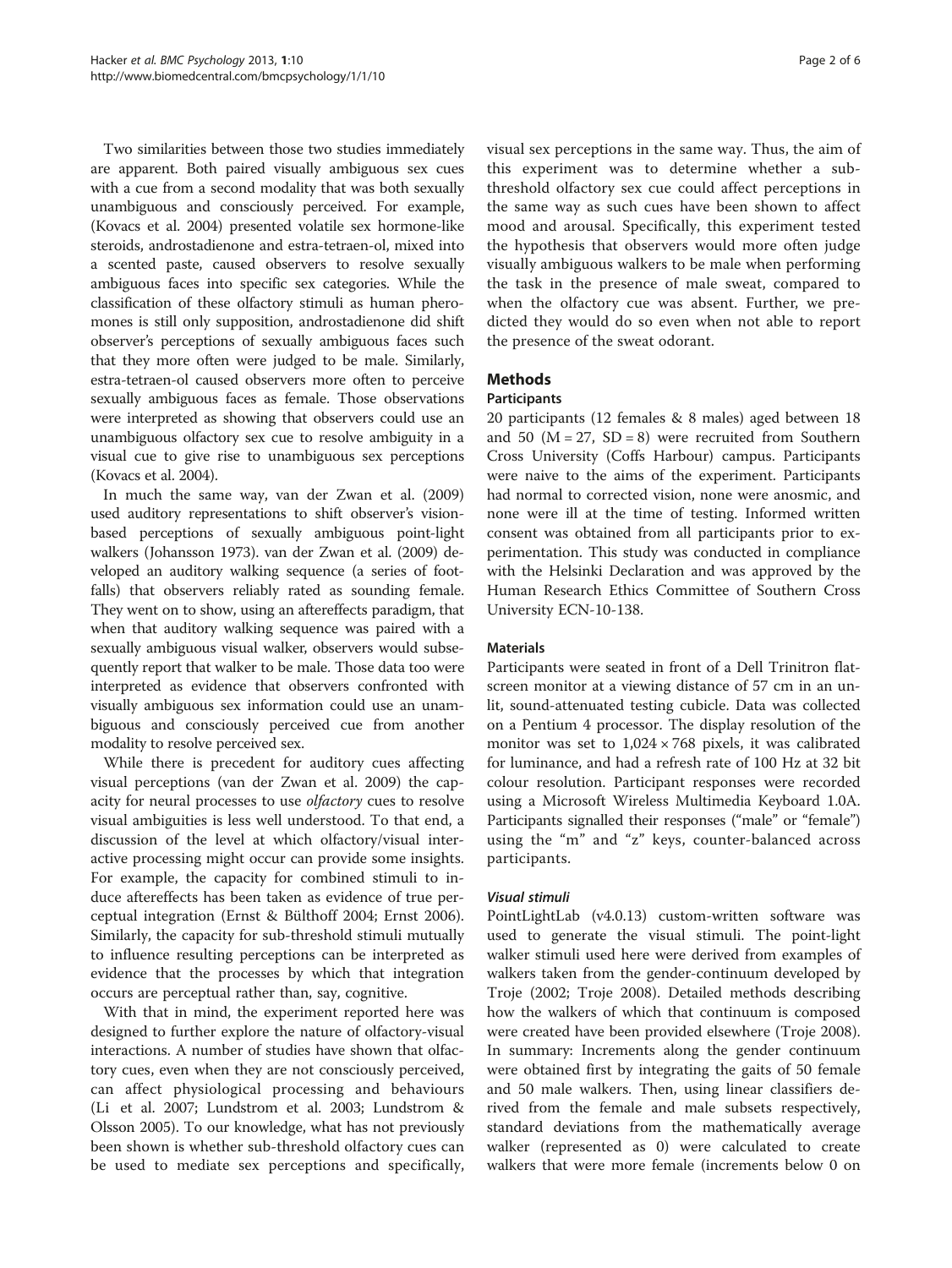Two similarities between those two studies immediately are apparent. Both paired visually ambiguous sex cues with a cue from a second modality that was both sexually unambiguous and consciously perceived. For example, (Kovacs et al. 2004) presented volatile sex hormone-like steroids, androstadienone and estra-tetraen-ol, mixed into a scented paste, caused observers to resolve sexually ambiguous faces into specific sex categories. While the classification of these olfactory stimuli as human pheromones is still only supposition, androstadienone did shift observer's perceptions of sexually ambiguous faces such that they more often were judged to be male. Similarly, estra-tetraen-ol caused observers more often to perceive sexually ambiguous faces as female. Those observations were interpreted as showing that observers could use an unambiguous olfactory sex cue to resolve ambiguity in a visual cue to give rise to unambiguous sex perceptions (Kovacs et al. 2004).

In much the same way, van der Zwan et al. (2009) used auditory representations to shift observer's vision-based perceptions of sexually ambiguous point-light walkers (Johansson 1973). van der Zwan et al. (2009) developed an auditory walking sequence (a series of footfalls) that observers reliably rated as sounding female. They went on to show, using an aftereffects paradigm, that when that auditory walking sequence was paired with a sexually ambiguous visual walker, observers would subsequently report that walker to be male. Those data too were interpreted as evidence that observers confronted with visually ambiguous sex information could use an unambiguous and consciously perceived cue from another modality to resolve perceived sex.

While there is precedent for auditory cues affecting visual perceptions (van der Zwan et al. 2009) the capacity for neural processes to use *olfactory* cues to resolve visual ambiguities is less well understood. To that end, a discussion of the level at which olfactory/visual interactive processing might occur can provide some insights. For example, the capacity for combined stimuli to induce aftereffects has been taken as evidence of true perceptual integration (Ernst & Bülthoff 2004; Ernst 2006). Similarly, the capacity for sub-threshold stimuli mutually to influence resulting perceptions can be interpreted as evidence that the processes by which that integration occurs are perceptual rather than, say, cognitive.

With that in mind, the experiment reported here was designed to further explore the nature of olfactory-visual interactions. A number of studies have shown that olfactory cues, even when they are not consciously perceived, can affect physiological processing and behaviours (Li et al. 2007; Lundstrom et al. 2003; Lundstrom & Olsson 2005). To our knowledge, what has not previously been shown is whether sub-threshold olfactory cues can be used to mediate sex perceptions and specifically, visual sex perceptions in the same way. Thus, the aim of this experiment was to determine whether a sub-threshold olfactory sex cue could affect perceptions in the same way as such cues have been shown to affect mood and arousal. Specifically, this experiment tested the hypothesis that observers would more often judge visually ambiguous walkers to be male when performing the task in the presence of male sweat, compared to when the olfactory cue was absent. Further, we predicted they would do so even when not able to report the presence of the sweat odorant.

## Methods

### Participants

20 participants (12 females & 8 males) aged between 18 and 50 (M = 27, SD = 8) were recruited from Southern Cross University (Coffs Harbour) campus. Participants were naive to the aims of the experiment. Participants had normal to corrected vision, none were anosmic, and none were ill at the time of testing. Informed written consent was obtained from all participants prior to experimentation. This study was conducted in compliance with the Helsinki Declaration and was approved by the Human Research Ethics Committee of Southern Cross University ECN-10-138.

### Materials

Participants were seated in front of a Dell Trinitron flat-screen monitor at a viewing distance of 57 cm in an unlit, sound-attenuated testing cubicle. Data was collected on a Pentium 4 processor. The display resolution of the monitor was set to $1,024 \times 768$ pixels, it was calibrated for luminance, and had a refresh rate of 100 Hz at 32 bit colour resolution. Participant responses were recorded using a Microsoft Wireless Multimedia Keyboard 1.0A. Participants signalled their responses ("male" or "female") using the "m" and "z" keys, counter-balanced across participants.

#### *Visual stimuli*

PointLightLab (v4.0.13) custom-written software was used to generate the visual stimuli. The point-light walker stimuli used here were derived from examples of walkers taken from the gender-continuum developed by Troje (2002; Troje 2008). Detailed methods describing how the walkers of which that continuum is composed were created have been provided elsewhere (Troje 2008). In summary: Increments along the gender continuum were obtained first by integrating the gaits of 50 female and 50 male walkers. Then, using linear classifiers derived from the female and male subsets respectively, standard deviations from the mathematically average walker (represented as 0) were calculated to create walkers that were more female (increments below 0 on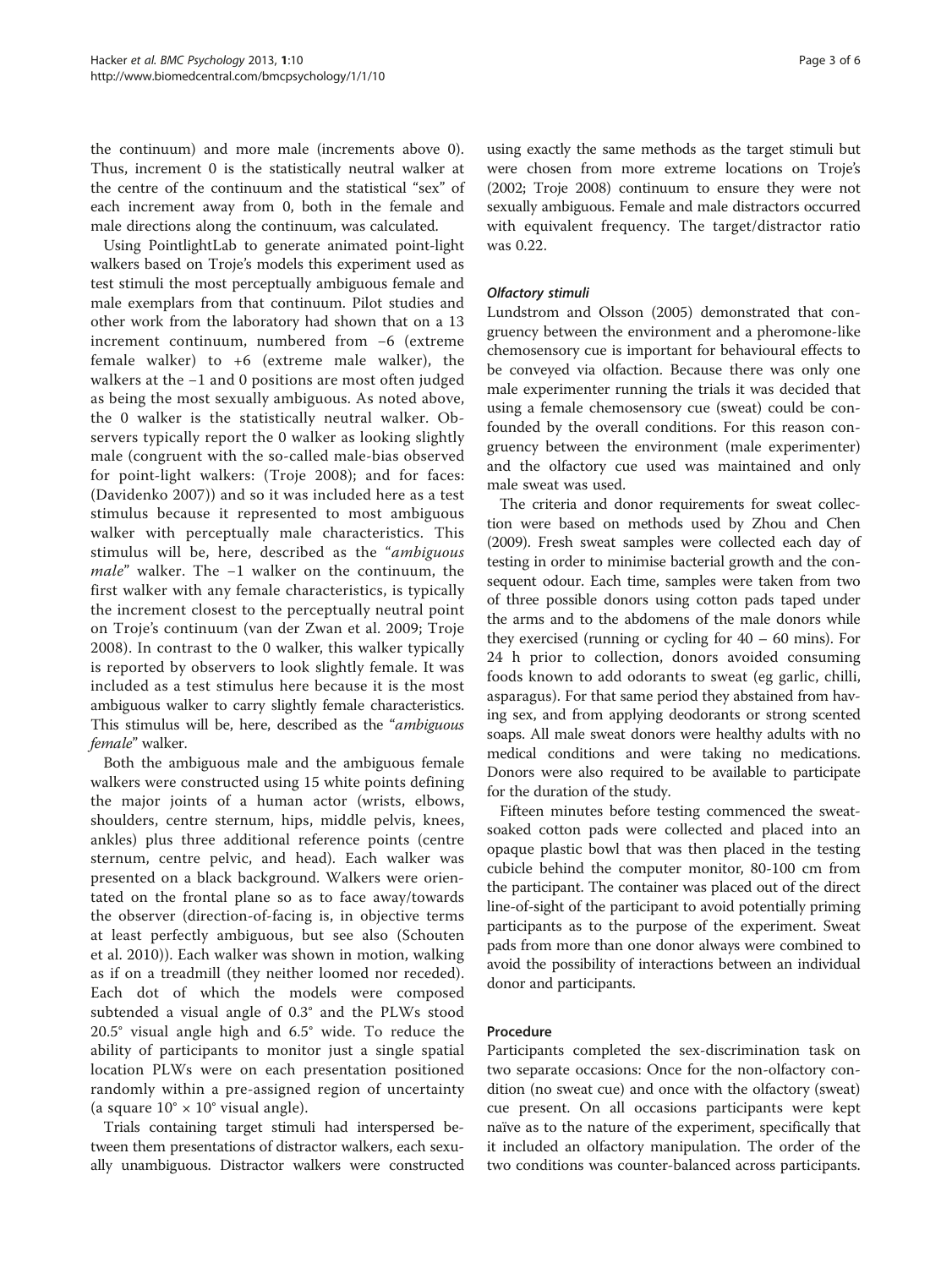the continuum) and more male (increments above 0). Thus, increment 0 is the statistically neutral walker at the centre of the continuum and the statistical "sex" of each increment away from 0, both in the female and male directions along the continuum, was calculated.

Using PointlightLab to generate animated point-light walkers based on Troje's models this experiment used as test stimuli the most perceptually ambiguous female and male exemplars from that continuum. Pilot studies and other work from the laboratory had shown that on a 13 increment continuum, numbered from −6 (extreme female walker) to +6 (extreme male walker), the walkers at the −1 and 0 positions are most often judged as being the most sexually ambiguous. As noted above, the 0 walker is the statistically neutral walker. Observers typically report the 0 walker as looking slightly male (congruent with the so-called male-bias observed for point-light walkers: (Troje 2008); and for faces: (Davidenko 2007)) and so it was included here as a test stimulus because it represented to most ambiguous walker with perceptually male characteristics. This stimulus will be, here, described as the "*ambiguous male*" walker. The −1 walker on the continuum, the first walker with any female characteristics, is typically the increment closest to the perceptually neutral point on Troje's continuum (van der Zwan et al. 2009; Troje 2008). In contrast to the 0 walker, this walker typically is reported by observers to look slightly female. It was included as a test stimulus here because it is the most ambiguous walker to carry slightly female characteristics. This stimulus will be, here, described as the "*ambiguous female*" walker.

Both the ambiguous male and the ambiguous female walkers were constructed using 15 white points defining the major joints of a human actor (wrists, elbows, shoulders, centre sternum, hips, middle pelvis, knees, ankles) plus three additional reference points (centre sternum, centre pelvic, and head). Each walker was presented on a black background. Walkers were orientated on the frontal plane so as to face away/towards the observer (direction-of-facing is, in objective terms at least perfectly ambiguous, but see also (Schouten et al. 2010)). Each walker was shown in motion, walking as if on a treadmill (they neither loomed nor receded). Each dot of which the models were composed subtended a visual angle of 0.3° and the PLWs stood 20.5° visual angle high and 6.5° wide. To reduce the ability of participants to monitor just a single spatial location PLWs were on each presentation positioned randomly within a pre-assigned region of uncertainty (a square 10° × 10° visual angle).

Trials containing target stimuli had interspersed between them presentations of distractor walkers, each sexually unambiguous. Distractor walkers were constructed using exactly the same methods as the target stimuli but were chosen from more extreme locations on Troje's (2002; Troje 2008) continuum to ensure they were not sexually ambiguous. Female and male distractors occurred with equivalent frequency. The target/distractor ratio was 0.22.

#### *Olfactory stimuli*

Lundstrom and Olsson (2005) demonstrated that congruency between the environment and a pheromone-like chemosensory cue is important for behavioural effects to be conveyed via olfaction. Because there was only one male experimenter running the trials it was decided that using a female chemosensory cue (sweat) could be confounded by the overall conditions. For this reason congruency between the environment (male experimenter) and the olfactory cue used was maintained and only male sweat was used.

The criteria and donor requirements for sweat collection were based on methods used by Zhou and Chen (2009). Fresh sweat samples were collected each day of testing in order to minimise bacterial growth and the consequent odour. Each time, samples were taken from two of three possible donors using cotton pads taped under the arms and to the abdomens of the male donors while they exercised (running or cycling for 40 – 60 mins). For 24 h prior to collection, donors avoided consuming foods known to add odorants to sweat (eg garlic, chilli, asparagus). For that same period they abstained from having sex, and from applying deodorants or strong scented soaps. All male sweat donors were healthy adults with no medical conditions and were taking no medications. Donors were also required to be available to participate for the duration of the study.

Fifteen minutes before testing commenced the sweat-soaked cotton pads were collected and placed into an opaque plastic bowl that was then placed in the testing cubicle behind the computer monitor, 80-100 cm from the participant. The container was placed out of the direct line-of-sight of the participant to avoid potentially priming participants as to the purpose of the experiment. Sweat pads from more than one donor always were combined to avoid the possibility of interactions between an individual donor and participants.

### Procedure

Participants completed the sex-discrimination task on two separate occasions: Once for the non-olfactory condition (no sweat cue) and once with the olfactory (sweat) cue present. On all occasions participants were kept naïve as to the nature of the experiment, specifically that it included an olfactory manipulation. The order of the two conditions was counter-balanced across participants.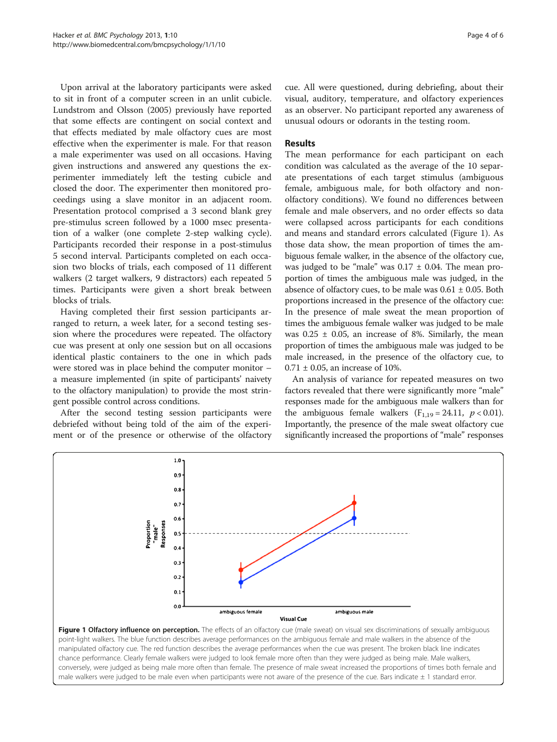Upon arrival at the laboratory participants were asked to sit in front of a computer screen in an unlit cubicle. Lundstrom and Olsson (2005) previously have reported that some effects are contingent on social context and that effects mediated by male olfactory cues are most effective when the experimenter is male. For that reason a male experimenter was used on all occasions. Having given instructions and answered any questions the experimenter immediately left the testing cubicle and closed the door. The experimenter then monitored proceedings using a slave monitor in an adjacent room. Presentation protocol comprised a 3 second blank grey pre-stimulus screen followed by a 1000 msec presentation of a walker (one complete 2-step walking cycle). Participants recorded their response in a post-stimulus 5 second interval. Participants completed on each occasion two blocks of trials, each composed of 11 different walkers (2 target walkers, 9 distractors) each repeated 5 times. Participants were given a short break between blocks of trials.

Having completed their first session participants arranged to return, a week later, for a second testing session where the procedures were repeated. The olfactory cue was present at only one session but on all occasions identical plastic containers to the one in which pads were stored was in place behind the computer monitor – a measure implemented (in spite of participants' naivety to the olfactory manipulation) to provide the most stringent possible control across conditions.

After the second testing session participants were debriefed without being told of the aim of the experiment or of the presence or otherwise of the olfactory cue. All were questioned, during debriefing, about their visual, auditory, temperature, and olfactory experiences as an observer. No participant reported any awareness of unusual odours or odorants in the testing room.

## Results

The mean performance for each participant on each condition was calculated as the average of the 10 separate presentations of each target stimulus (ambiguous female, ambiguous male, for both olfactory and non-olfactory conditions). We found no differences between female and male observers, and no order effects so data were collapsed across participants for each conditions and means and standard errors calculated (Figure 1). As those data show, the mean proportion of times the ambiguous female walker, in the absence of the olfactory cue, was judged to be "male" was 0.17 ± 0.04. The mean proportion of times the ambiguous male was judged, in the absence of olfactory cues, to be male was 0.61 ± 0.05. Both proportions increased in the presence of the olfactory cue: In the presence of male sweat the mean proportion of times the ambiguous female walker was judged to be male was 0.25 ± 0.05, an increase of 8%. Similarly, the mean proportion of times the ambiguous male was judged to be male increased, in the presence of the olfactory cue, to 0.71 ± 0.05, an increase of 10%.

An analysis of variance for repeated measures on two factors revealed that there were significantly more "male" responses made for the ambiguous male walkers than for the ambiguous female walkers ($F_{1,19} = 24.11$, $p < 0.01$). Importantly, the presence of the male sweat olfactory cue significantly increased the proportions of "male" responses

**Figure 1 Olfactory influence on perception.** The effects of an olfactory cue (male sweat) on visual sex discriminations of sexually ambiguous point-light walkers. The blue function describes average performances on the ambiguous female and male walkers in the absence of the manipulated olfactory cue. The red function describes the average performances when the cue was present. The broken black line indicates chance performance. Clearly female walkers were judged to look female more often than they were judged as being male. Male walkers, conversely, were judged as being male more often than female. The presence of male sweat increased the proportions of times both female and male walkers were judged to be male even when participants were not aware of the presence of the cue. Bars indicate ± 1 standard error.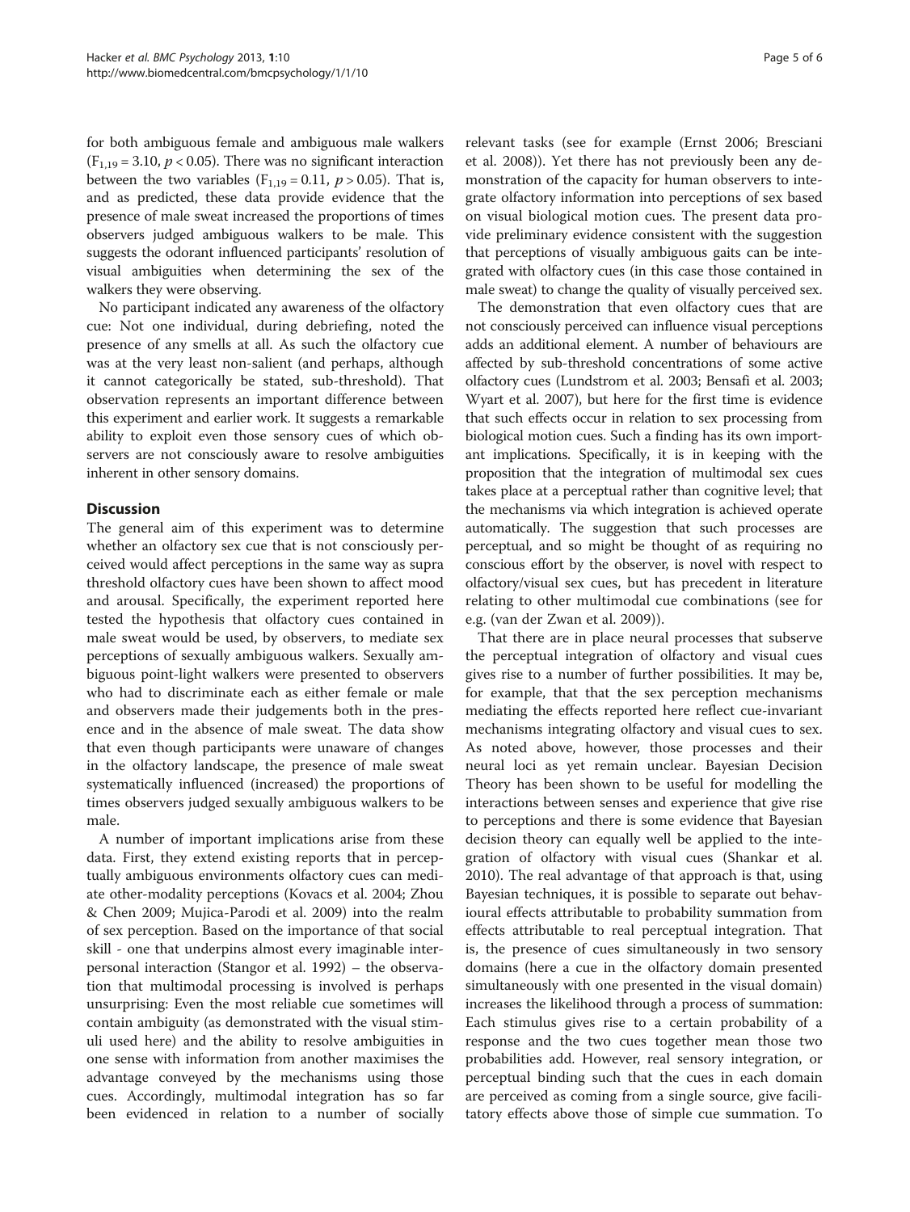for both ambiguous female and ambiguous male walkers ($F_{1,19} = 3.10$, $p < 0.05$). There was no significant interaction between the two variables ($F_{1,19} = 0.11$, $p > 0.05$). That is, and as predicted, these data provide evidence that the presence of male sweat increased the proportions of times observers judged ambiguous walkers to be male. This suggests the odorant influenced participants' resolution of visual ambiguities when determining the sex of the walkers they were observing.

No participant indicated any awareness of the olfactory cue: Not one individual, during debriefing, noted the presence of any smells at all. As such the olfactory cue was at the very least non-salient (and perhaps, although it cannot categorically be stated, sub-threshold). That observation represents an important difference between this experiment and earlier work. It suggests a remarkable ability to exploit even those sensory cues of which observers are not consciously aware to resolve ambiguities inherent in other sensory domains.

## Discussion

The general aim of this experiment was to determine whether an olfactory sex cue that is not consciously perceived would affect perceptions in the same way as supra threshold olfactory cues have been shown to affect mood and arousal. Specifically, the experiment reported here tested the hypothesis that olfactory cues contained in male sweat would be used, by observers, to mediate sex perceptions of sexually ambiguous walkers. Sexually ambiguous point-light walkers were presented to observers who had to discriminate each as either female or male and observers made their judgements both in the presence and in the absence of male sweat. The data show that even though participants were unaware of changes in the olfactory landscape, the presence of male sweat systematically influenced (increased) the proportions of times observers judged sexually ambiguous walkers to be male.

A number of important implications arise from these data. First, they extend existing reports that in perceptually ambiguous environments olfactory cues can mediate other-modality perceptions (Kovacs et al. 2004; Zhou & Chen 2009; Mujica-Parodi et al. 2009) into the realm of sex perception. Based on the importance of that social skill - one that underpins almost every imaginable interpersonal interaction (Stangor et al. 1992) – the observation that multimodal processing is involved is perhaps unsurprising: Even the most reliable cue sometimes will contain ambiguity (as demonstrated with the visual stimuli used here) and the ability to resolve ambiguities in one sense with information from another maximises the advantage conveyed by the mechanisms using those cues. Accordingly, multimodal integration has so far been evidenced in relation to a number of socially relevant tasks (see for example (Ernst 2006; Bresciani et al. 2008)). Yet there has not previously been any demonstration of the capacity for human observers to integrate olfactory information into perceptions of sex based on visual biological motion cues. The present data provide preliminary evidence consistent with the suggestion that perceptions of visually ambiguous gaits can be integrated with olfactory cues (in this case those contained in male sweat) to change the quality of visually perceived sex.

The demonstration that even olfactory cues that are not consciously perceived can influence visual perceptions adds an additional element. A number of behaviours are affected by sub-threshold concentrations of some active olfactory cues (Lundstrom et al. 2003; Bensafi et al. 2003; Wyart et al. 2007), but here for the first time is evidence that such effects occur in relation to sex processing from biological motion cues. Such a finding has its own important implications. Specifically, it is in keeping with the proposition that the integration of multimodal sex cues takes place at a perceptual rather than cognitive level; that the mechanisms via which integration is achieved operate automatically. The suggestion that such processes are perceptual, and so might be thought of as requiring no conscious effort by the observer, is novel with respect to olfactory/visual sex cues, but has precedent in literature relating to other multimodal cue combinations (see for e.g. (van der Zwan et al. 2009)).

That there are in place neural processes that subserve the perceptual integration of olfactory and visual cues gives rise to a number of further possibilities. It may be, for example, that that the sex perception mechanisms mediating the effects reported here reflect cue-invariant mechanisms integrating olfactory and visual cues to sex. As noted above, however, those processes and their neural loci as yet remain unclear. Bayesian Decision Theory has been shown to be useful for modelling the interactions between senses and experience that give rise to perceptions and there is some evidence that Bayesian decision theory can equally well be applied to the integration of olfactory with visual cues (Shankar et al. 2010). The real advantage of that approach is that, using Bayesian techniques, it is possible to separate out behavioural effects attributable to probability summation from effects attributable to real perceptual integration. That is, the presence of cues simultaneously in two sensory domains (here a cue in the olfactory domain presented simultaneously with one presented in the visual domain) increases the likelihood through a process of summation: Each stimulus gives rise to a certain probability of a response and the two cues together mean those two probabilities add. However, real sensory integration, or perceptual binding such that the cues in each domain are perceived as coming from a single source, give facilitatory effects above those of simple cue summation. To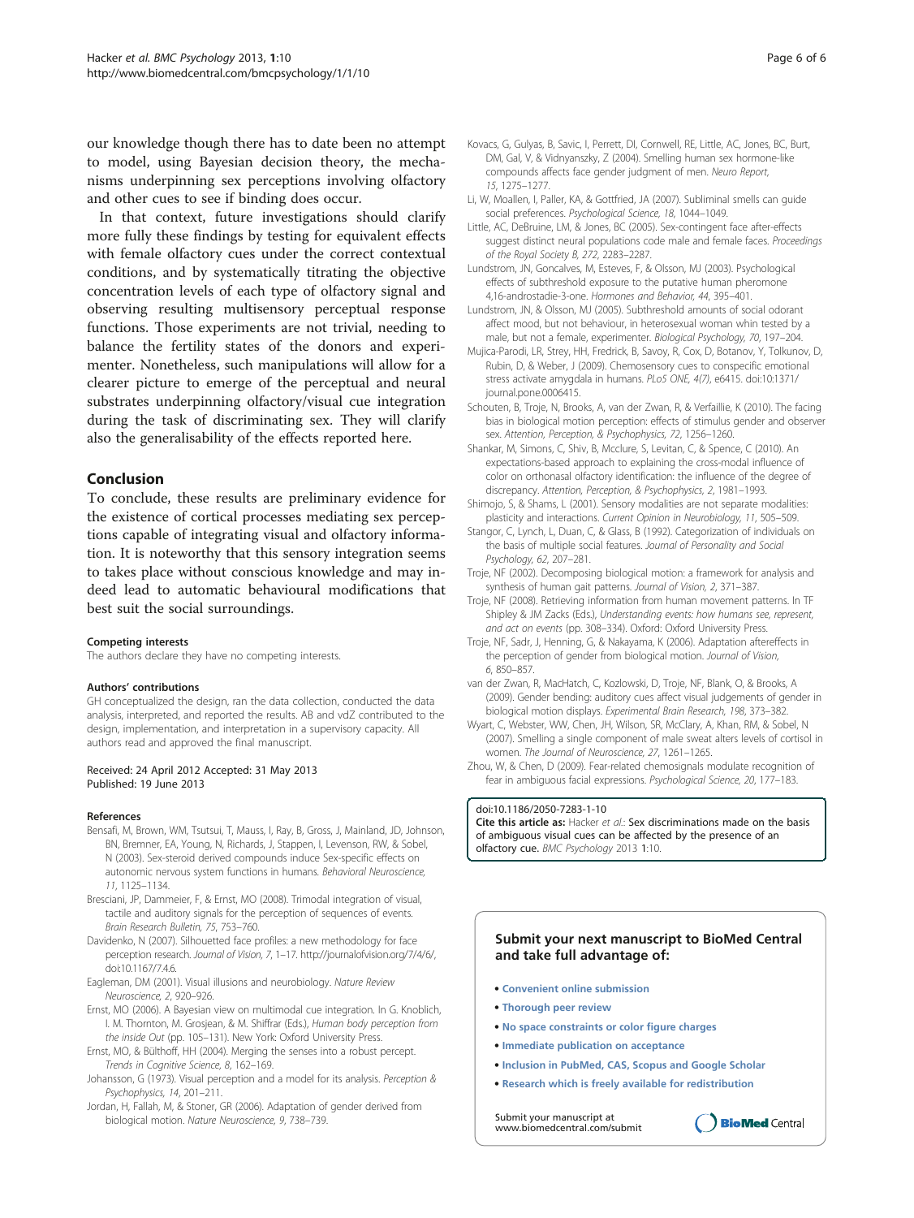our knowledge though there has to date been no attempt to model, using Bayesian decision theory, the mechanisms underpinning sex perceptions involving olfactory and other cues to see if binding does occur.

In that context, future investigations should clarify more fully these findings by testing for equivalent effects with female olfactory cues under the correct contextual conditions, and by systematically titrating the objective concentration levels of each type of olfactory signal and observing resulting multisensory perceptual response functions. Those experiments are not trivial, needing to balance the fertility states of the donors and experimenter. Nonetheless, such manipulations will allow for a clearer picture to emerge of the perceptual and neural substrates underpinning olfactory/visual cue integration during the task of discriminating sex. They will clarify also the generalisability of the effects reported here.

## Conclusion

To conclude, these results are preliminary evidence for the existence of cortical processes mediating sex perceptions capable of integrating visual and olfactory information. It is noteworthy that this sensory integration seems to takes place without conscious knowledge and may indeed lead to automatic behavioural modifications that best suit the social surroundings.

#### Competing interests

The authors declare they have no competing interests.

#### Authors' contributions

GH conceptualized the design, ran the data collection, conducted the data analysis, interpreted, and reported the results. AB and vdZ contributed to the design, implementation, and interpretation in a supervisory capacity. All authors read and approved the final manuscript.

Received: 24 April 2012 Accepted: 31 May 2013
Published: 19 June 2013

#### References

- Bensafi, M, Brown, WM, Tsutsui, T, Mauss, I, Ray, B, Gross, J, Mainland, JD, Johnson, BN, Bremner, EA, Young, N, Richards, J, Stappen, I, Levenson, RW, & Sobel, N (2003). Sex-steroid derived compounds induce Sex-specific effects on autonomic nervous system functions in humans. *Behavioral Neuroscience, 11*, 1125–1134.
- Bresciani, JP, Dammeier, F, & Ernst, MO (2008). Trimodal integration of visual, tactile and auditory signals for the perception of sequences of events. *Brain Research Bulletin, 75*, 753–760.
- Davidenko, N (2007). Silhouetted face profiles: a new methodology for face perception research. *Journal of Vision, 7*, 1–17. http://journalofvision.org/7/4/6/, doi:10.1167/7.4.6.
- Eagleman, DM (2001). Visual illusions and neurobiology. *Nature Review Neuroscience, 2*, 920–926.
- Ernst, MO (2006). A Bayesian view on multimodal cue integration. In G. Knoblich, I. M. Thornton, M. Grosjean, & M. Shiffrar (Eds.), *Human body perception from the inside Out* (pp. 105–131). New York: Oxford University Press.
- Ernst, MO, & Bülthoff, HH (2004). Merging the senses into a robust percept. *Trends in Cognitive Science, 8*, 162–169.
- Johansson, G (1973). Visual perception and a model for its analysis. *Perception & Psychophysics, 14*, 201–211.
- Jordan, H, Fallah, M, & Stoner, GR (2006). Adaptation of gender derived from biological motion. *Nature Neuroscience, 9*, 738–739.
- Kovacs, G, Gulyas, B, Savic, I, Perrett, DI, Cornwell, RE, Little, AC, Jones, BC, Burt, DM, Gal, V, & Vidnyanszky, Z (2004). Smelling human sex hormone-like compounds affects face gender judgment of men. *Neuro Report, 15*, 1275–1277.
- Li, W, Moallen, I, Paller, KA, & Gottfried, JA (2007). Subliminal smells can guide social preferences. *Psychological Science, 18*, 1044–1049.
- Little, AC, DeBruine, LM, & Jones, BC (2005). Sex-contingent face after-effects suggest distinct neural populations code male and female faces. *Proceedings of the Royal Society B, 272*, 2283–2287.
- Lundstrom, JN, Goncalves, M, Esteves, F, & Olsson, MJ (2003). Psychological effects of subthreshold exposure to the putative human pheromone 4,16-androstadie-3-one. *Hormones and Behavior, 44*, 395–401.
- Lundstrom, JN, & Olsson, MJ (2005). Subthreshold amounts of social odorant affect mood, but not behaviour, in heterosexual woman whin tested by a male, but not a female, experimenter. *Biological Psychology, 70*, 197–204.
- Mujica-Parodi, LR, Strey, HH, Fredrick, B, Savoy, R, Cox, D, Botanov, Y, Tolkunov, D, Rubin, D, & Weber, J (2009). Chemosensory cues to conspecific emotional stress activate amygdala in humans. *PLoS ONE, 4(7)*, e6415. doi:10:1371/journal.pone.0006415.
- Schouten, B, Troje, N, Brooks, A, van der Zwan, R, & Verfaillie, K (2010). The facing bias in biological motion perception: effects of stimulus gender and observer sex. *Attention, Perception, & Psychophysics, 72*, 1256–1260.
- Shankar, M, Simons, C, Shiv, B, Mcclure, S, Levitan, C, & Spence, C (2010). An expectations-based approach to explaining the cross-modal influence of color on orthonasal olfactory identification: the influence of the degree of discrepancy. *Attention, Perception, & Psychophysics, 2*, 1981–1993.
- Shimojo, S, & Shams, L (2001). Sensory modalities are not separate modalities: plasticity and interactions. *Current Opinion in Neurobiology, 11*, 505–509.
- Stangor, C, Lynch, L, Duan, C, & Glass, B (1992). Categorization of individuals on the basis of multiple social features. *Journal of Personality and Social Psychology, 62*, 207–281.
- Troje, NF (2002). Decomposing biological motion: a framework for analysis and synthesis of human gait patterns. *Journal of Vision, 2*, 371–387.
- Troje, NF (2008). Retrieving information from human movement patterns. In TF Shipley & JM Zacks (Eds.), *Understanding events: how humans see, represent, and act on events* (pp. 308–334). Oxford: Oxford University Press.
- Troje, NF, Sadr, J, Henning, G, & Nakayama, K (2006). Adaptation aftereffects in the perception of gender from biological motion. *Journal of Vision, 6*, 850–857.
- van der Zwan, R, MacHatch, C, Kozlowski, D, Troje, NF, Blank, O, & Brooks, A (2009). Gender bending: auditory cues affect visual judgements of gender in biological motion displays. *Experimental Brain Research, 198*, 373–382.
- Wyart, C, Webster, WW, Chen, JH, Wilson, SR, McClary, A, Khan, RM, & Sobel, N (2007). Smelling a single component of male sweat alters levels of cortisol in women. *The Journal of Neuroscience, 27*, 1261–1265.
- Zhou, W, & Chen, D (2009). Fear-related chemosignals modulate recognition of fear in ambiguous facial expressions. *Psychological Science, 20*, 177–183.

doi:10.1186/2050-7283-1-10

**Cite this article as:** Hacker *et al.*: Sex discriminations made on the basis of ambiguous visual cues can be affected by the presence of an olfactory cue. *BMC Psychology* 2013 **1**:10.